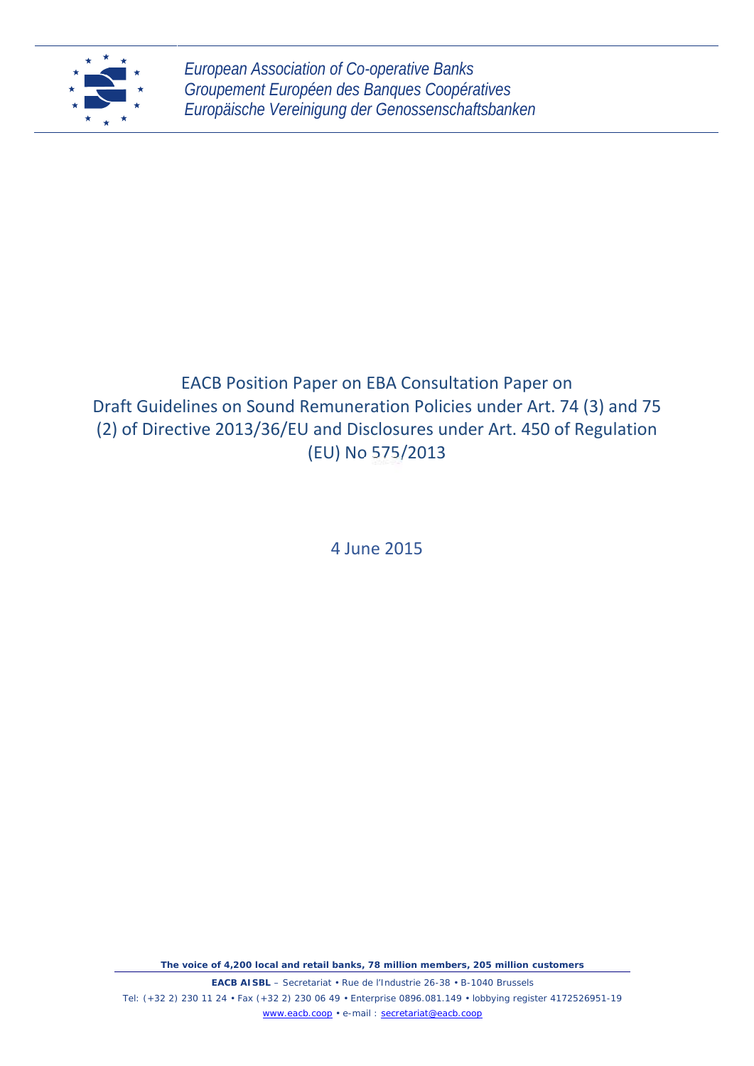*European Association of Co-operative Banks*
*Groupement Européen des Banques Coopératives*
*Europäische Vereinigung der Genossenschaftsbanken*

# EACB Position Paper on EBA Consultation Paper on Draft Guidelines on Sound Remuneration Policies under Art. 74 (3) and 75 (2) of Directive 2013/36/EU and Disclosures under Art. 450 of Regulation (EU) No 575/2013

4 June 2015

**The voice of 4,200 local and retail banks, 78 million members, 205 million customers**

**EACB AISBL** – Secretariat • Rue de l'Industrie 26-38 • B-1040 Brussels
Tel: (+32 2) 230 11 24 • Fax (+32 2) 230 06 49 • Enterprise 0896.081.149 • lobbying register 4172526951-19
www.eacb.coop • e-mail : secretariat@eacb.coop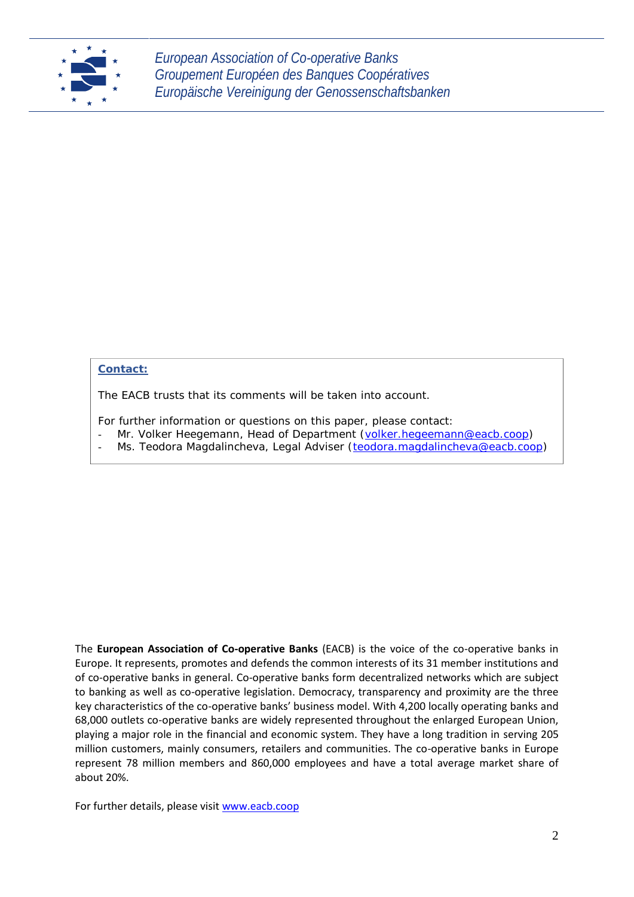*European Association of Co-operative Banks*
*Groupement Européen des Banques Coopératives*
*Europäische Vereinigung der Genossenschaftsbanken*

**Contact:**

The EACB trusts that its comments will be taken into account.

For further information or questions on this paper, please contact:

- Mr. Volker Heegemann, Head of Department (volker.hegeemann@eacb.coop)
- Ms. Teodora Magdalincheva, Legal Adviser (teodora.magdalincheva@eacb.coop)

The **European Association of Co-operative Banks** (EACB) is the voice of the co-operative banks in Europe. It represents, promotes and defends the common interests of its 31 member institutions and of co-operative banks in general. Co-operative banks form decentralized networks which are subject to banking as well as co-operative legislation. Democracy, transparency and proximity are the three key characteristics of the co-operative banks' business model. With 4,200 locally operating banks and 68,000 outlets co-operative banks are widely represented throughout the enlarged European Union, playing a major role in the financial and economic system. They have a long tradition in serving 205 million customers, mainly consumers, retailers and communities. The co-operative banks in Europe represent 78 million members and 860,000 employees and have a total average market share of about 20%.

For further details, please visit www.eacb.coop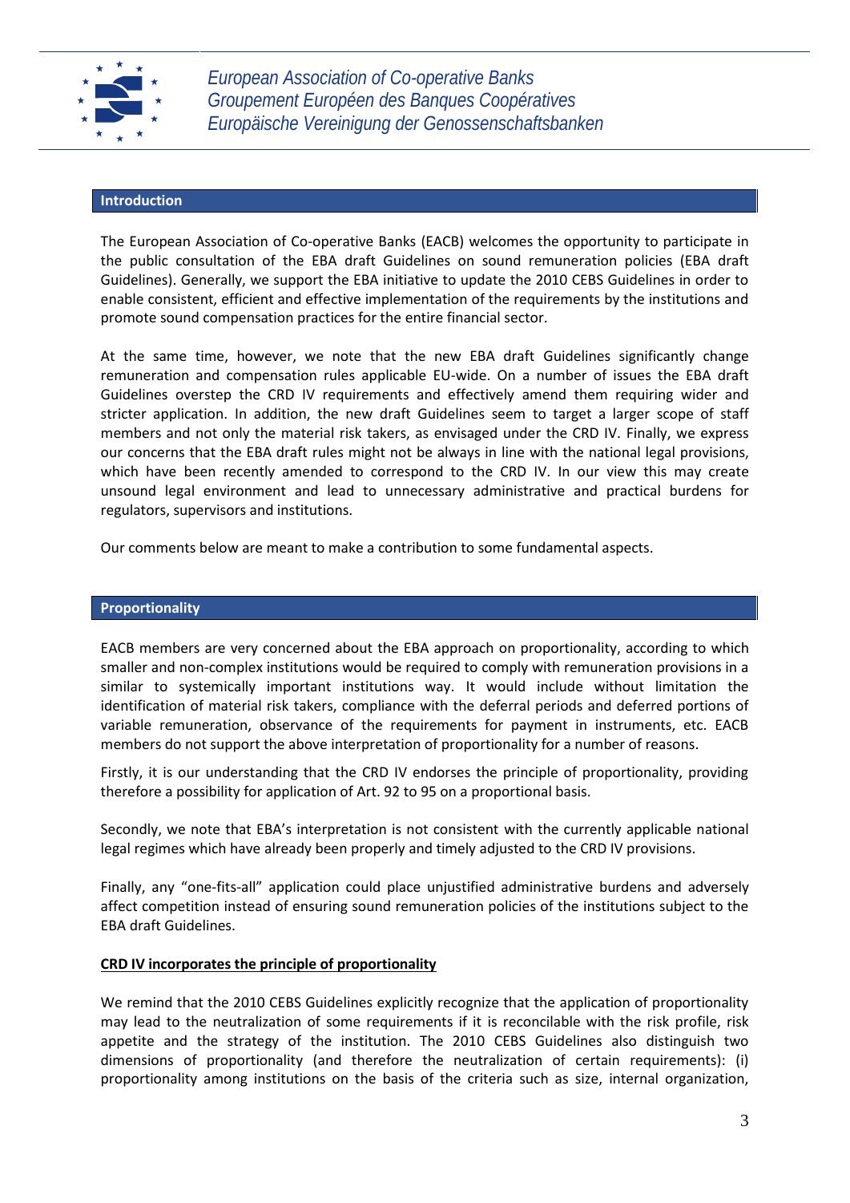## Introduction

The European Association of Co-operative Banks (EACB) welcomes the opportunity to participate in the public consultation of the EBA draft Guidelines on sound remuneration policies (EBA draft Guidelines). Generally, we support the EBA initiative to update the 2010 CEBS Guidelines in order to enable consistent, efficient and effective implementation of the requirements by the institutions and promote sound compensation practices for the entire financial sector.

At the same time, however, we note that the new EBA draft Guidelines significantly change remuneration and compensation rules applicable EU-wide. On a number of issues the EBA draft Guidelines overstep the CRD IV requirements and effectively amend them requiring wider and stricter application. In addition, the new draft Guidelines seem to target a larger scope of staff members and not only the material risk takers, as envisaged under the CRD IV. Finally, we express our concerns that the EBA draft rules might not be always in line with the national legal provisions, which have been recently amended to correspond to the CRD IV. In our view this may create unsound legal environment and lead to unnecessary administrative and practical burdens for regulators, supervisors and institutions.

Our comments below are meant to make a contribution to some fundamental aspects.

## Proportionality

EACB members are very concerned about the EBA approach on proportionality, according to which smaller and non-complex institutions would be required to comply with remuneration provisions in a similar to systemically important institutions way. It would include without limitation the identification of material risk takers, compliance with the deferral periods and deferred portions of variable remuneration, observance of the requirements for payment in instruments, etc. EACB members do not support the above interpretation of proportionality for a number of reasons.

Firstly, it is our understanding that the CRD IV endorses the principle of proportionality, providing therefore a possibility for application of Art. 92 to 95 on a proportional basis.

Secondly, we note that EBA's interpretation is not consistent with the currently applicable national legal regimes which have already been properly and timely adjusted to the CRD IV provisions.

Finally, any "one-fits-all" application could place unjustified administrative burdens and adversely affect competition instead of ensuring sound remuneration policies of the institutions subject to the EBA draft Guidelines.

**<u>CRD IV incorporates the principle of proportionality</u>**

We remind that the 2010 CEBS Guidelines explicitly recognize that the application of proportionality may lead to the neutralization of some requirements if it is reconcilable with the risk profile, risk appetite and the strategy of the institution. The 2010 CEBS Guidelines also distinguish two dimensions of proportionality (and therefore the neutralization of certain requirements): (i) proportionality among institutions on the basis of the criteria such as size, internal organization,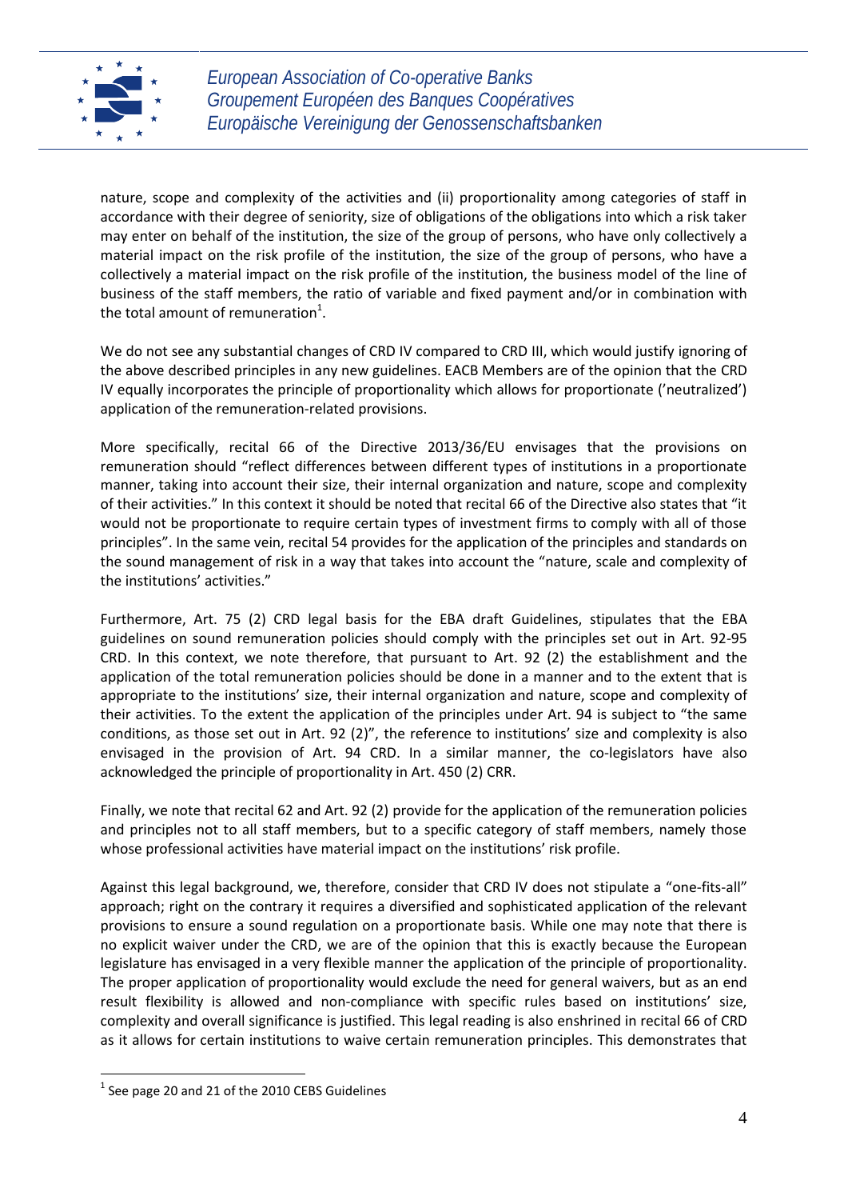nature, scope and complexity of the activities and (ii) proportionality among categories of staff in accordance with their degree of seniority, size of obligations of the obligations into which a risk taker may enter on behalf of the institution, the size of the group of persons, who have only collectively a material impact on the risk profile of the institution, the size of the group of persons, who have a collectively a material impact on the risk profile of the institution, the business model of the line of business of the staff members, the ratio of variable and fixed payment and/or in combination with the total amount of remuneration[1].

We do not see any substantial changes of CRD IV compared to CRD III, which would justify ignoring of the above described principles in any new guidelines. EACB Members are of the opinion that the CRD IV equally incorporates the principle of proportionality which allows for proportionate ('neutralized') application of the remuneration-related provisions.

More specifically, recital 66 of the Directive 2013/36/EU envisages that the provisions on remuneration should "reflect differences between different types of institutions in a proportionate manner, taking into account their size, their internal organization and nature, scope and complexity of their activities." In this context it should be noted that recital 66 of the Directive also states that "it would not be proportionate to require certain types of investment firms to comply with all of those principles". In the same vein, recital 54 provides for the application of the principles and standards on the sound management of risk in a way that takes into account the "nature, scale and complexity of the institutions' activities."

Furthermore, Art. 75 (2) CRD legal basis for the EBA draft Guidelines, stipulates that the EBA guidelines on sound remuneration policies should comply with the principles set out in Art. 92-95 CRD. In this context, we note therefore, that pursuant to Art. 92 (2) the establishment and the application of the total remuneration policies should be done in a manner and to the extent that is appropriate to the institutions' size, their internal organization and nature, scope and complexity of their activities. To the extent the application of the principles under Art. 94 is subject to "the same conditions, as those set out in Art. 92 (2)", the reference to institutions' size and complexity is also envisaged in the provision of Art. 94 CRD. In a similar manner, the co-legislators have also acknowledged the principle of proportionality in Art. 450 (2) CRR.

Finally, we note that recital 62 and Art. 92 (2) provide for the application of the remuneration policies and principles not to all staff members, but to a specific category of staff members, namely those whose professional activities have material impact on the institutions' risk profile.

Against this legal background, we, therefore, consider that CRD IV does not stipulate a "one-fits-all" approach; right on the contrary it requires a diversified and sophisticated application of the relevant provisions to ensure a sound regulation on a proportionate basis. While one may note that there is no explicit waiver under the CRD, we are of the opinion that this is exactly because the European legislature has envisaged in a very flexible manner the application of the principle of proportionality. The proper application of proportionality would exclude the need for general waivers, but as an end result flexibility is allowed and non-compliance with specific rules based on institutions' size, complexity and overall significance is justified. This legal reading is also enshrined in recital 66 of CRD as it allows for certain institutions to waive certain remuneration principles. This demonstrates that

[1] See page 20 and 21 of the 2010 CEBS Guidelines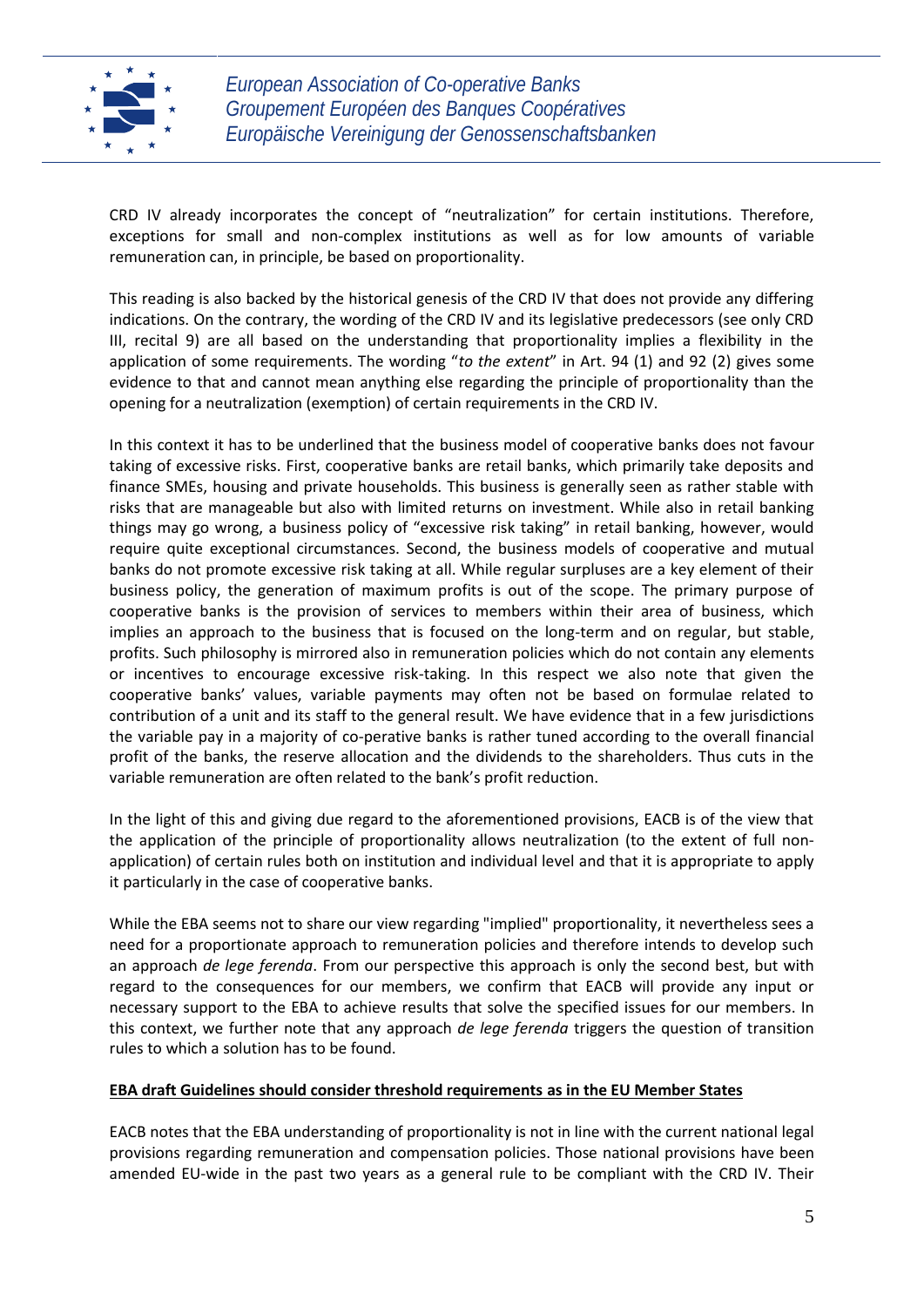CRD IV already incorporates the concept of "neutralization" for certain institutions. Therefore, exceptions for small and non-complex institutions as well as for low amounts of variable remuneration can, in principle, be based on proportionality.

This reading is also backed by the historical genesis of the CRD IV that does not provide any differing indications. On the contrary, the wording of the CRD IV and its legislative predecessors (see only CRD III, recital 9) are all based on the understanding that proportionality implies a flexibility in the application of some requirements. The wording "*to the extent*" in Art. 94 (1) and 92 (2) gives some evidence to that and cannot mean anything else regarding the principle of proportionality than the opening for a neutralization (exemption) of certain requirements in the CRD IV.

In this context it has to be underlined that the business model of cooperative banks does not favour taking of excessive risks. First, cooperative banks are retail banks, which primarily take deposits and finance SMEs, housing and private households. This business is generally seen as rather stable with risks that are manageable but also with limited returns on investment. While also in retail banking things may go wrong, a business policy of "excessive risk taking" in retail banking, however, would require quite exceptional circumstances. Second, the business models of cooperative and mutual banks do not promote excessive risk taking at all. While regular surpluses are a key element of their business policy, the generation of maximum profits is out of the scope. The primary purpose of cooperative banks is the provision of services to members within their area of business, which implies an approach to the business that is focused on the long-term and on regular, but stable, profits. Such philosophy is mirrored also in remuneration policies which do not contain any elements or incentives to encourage excessive risk-taking. In this respect we also note that given the cooperative banks' values, variable payments may often not be based on formulae related to contribution of a unit and its staff to the general result. We have evidence that in a few jurisdictions the variable pay in a majority of co-perative banks is rather tuned according to the overall financial profit of the banks, the reserve allocation and the dividends to the shareholders. Thus cuts in the variable remuneration are often related to the bank's profit reduction.

In the light of this and giving due regard to the aforementioned provisions, EACB is of the view that the application of the principle of proportionality allows neutralization (to the extent of full non-application) of certain rules both on institution and individual level and that it is appropriate to apply it particularly in the case of cooperative banks.

While the EBA seems not to share our view regarding "implied" proportionality, it nevertheless sees a need for a proportionate approach to remuneration policies and therefore intends to develop such an approach *de lege ferenda*. From our perspective this approach is only the second best, but with regard to the consequences for our members, we confirm that EACB will provide any input or necessary support to the EBA to achieve results that solve the specified issues for our members. In this context, we further note that any approach *de lege ferenda* triggers the question of transition rules to which a solution has to be found.

**EBA draft Guidelines should consider threshold requirements as in the EU Member States**

EACB notes that the EBA understanding of proportionality is not in line with the current national legal provisions regarding remuneration and compensation policies. Those national provisions have been amended EU-wide in the past two years as a general rule to be compliant with the CRD IV. Their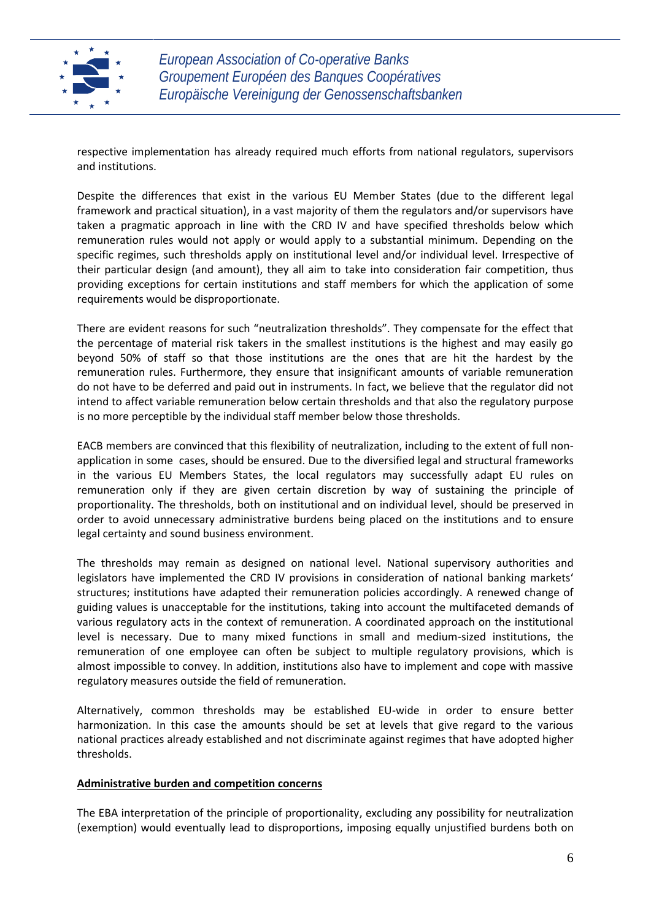respective implementation has already required much efforts from national regulators, supervisors and institutions.

Despite the differences that exist in the various EU Member States (due to the different legal framework and practical situation), in a vast majority of them the regulators and/or supervisors have taken a pragmatic approach in line with the CRD IV and have specified thresholds below which remuneration rules would not apply or would apply to a substantial minimum. Depending on the specific regimes, such thresholds apply on institutional level and/or individual level. Irrespective of their particular design (and amount), they all aim to take into consideration fair competition, thus providing exceptions for certain institutions and staff members for which the application of some requirements would be disproportionate.

There are evident reasons for such "neutralization thresholds". They compensate for the effect that the percentage of material risk takers in the smallest institutions is the highest and may easily go beyond 50% of staff so that those institutions are the ones that are hit the hardest by the remuneration rules. Furthermore, they ensure that insignificant amounts of variable remuneration do not have to be deferred and paid out in instruments. In fact, we believe that the regulator did not intend to affect variable remuneration below certain thresholds and that also the regulatory purpose is no more perceptible by the individual staff member below those thresholds.

EACB members are convinced that this flexibility of neutralization, including to the extent of full non-application in some cases, should be ensured. Due to the diversified legal and structural frameworks in the various EU Members States, the local regulators may successfully adapt EU rules on remuneration only if they are given certain discretion by way of sustaining the principle of proportionality. The thresholds, both on institutional and on individual level, should be preserved in order to avoid unnecessary administrative burdens being placed on the institutions and to ensure legal certainty and sound business environment.

The thresholds may remain as designed on national level. National supervisory authorities and legislators have implemented the CRD IV provisions in consideration of national banking markets' structures; institutions have adapted their remuneration policies accordingly. A renewed change of guiding values is unacceptable for the institutions, taking into account the multifaceted demands of various regulatory acts in the context of remuneration. A coordinated approach on the institutional level is necessary. Due to many mixed functions in small and medium-sized institutions, the remuneration of one employee can often be subject to multiple regulatory provisions, which is almost impossible to convey. In addition, institutions also have to implement and cope with massive regulatory measures outside the field of remuneration.

Alternatively, common thresholds may be established EU-wide in order to ensure better harmonization. In this case the amounts should be set at levels that give regard to the various national practices already established and not discriminate against regimes that have adopted higher thresholds.

**Administrative burden and competition concerns**

The EBA interpretation of the principle of proportionality, excluding any possibility for neutralization (exemption) would eventually lead to disproportions, imposing equally unjustified burdens both on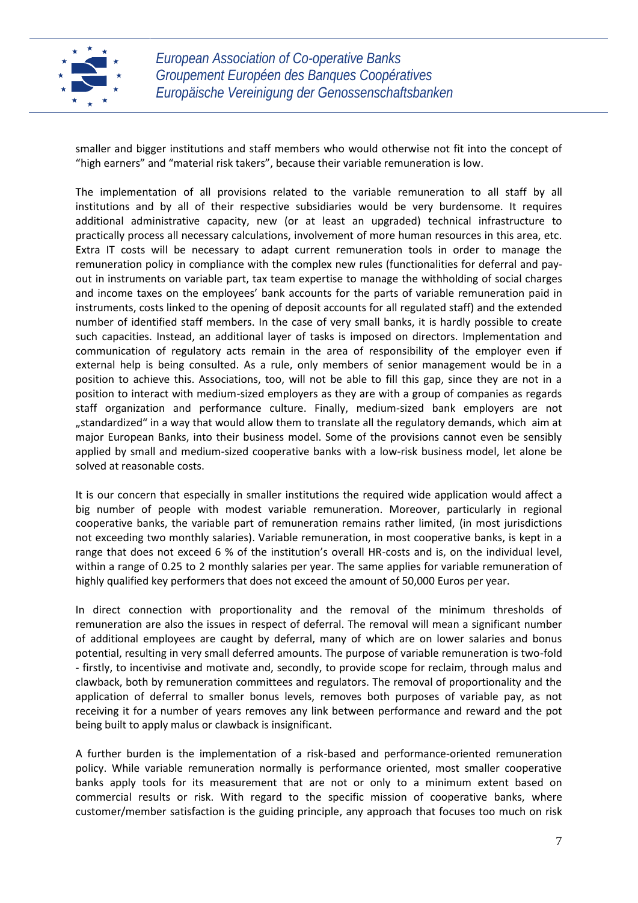smaller and bigger institutions and staff members who would otherwise not fit into the concept of "high earners" and "material risk takers", because their variable remuneration is low.

The implementation of all provisions related to the variable remuneration to all staff by all institutions and by all of their respective subsidiaries would be very burdensome. It requires additional administrative capacity, new (or at least an upgraded) technical infrastructure to practically process all necessary calculations, involvement of more human resources in this area, etc. Extra IT costs will be necessary to adapt current remuneration tools in order to manage the remuneration policy in compliance with the complex new rules (functionalities for deferral and pay-out in instruments on variable part, tax team expertise to manage the withholding of social charges and income taxes on the employees' bank accounts for the parts of variable remuneration paid in instruments, costs linked to the opening of deposit accounts for all regulated staff) and the extended number of identified staff members. In the case of very small banks, it is hardly possible to create such capacities. Instead, an additional layer of tasks is imposed on directors. Implementation and communication of regulatory acts remain in the area of responsibility of the employer even if external help is being consulted. As a rule, only members of senior management would be in a position to achieve this. Associations, too, will not be able to fill this gap, since they are not in a position to interact with medium-sized employers as they are with a group of companies as regards staff organization and performance culture. Finally, medium-sized bank employers are not „standardized" in a way that would allow them to translate all the regulatory demands, which aim at major European Banks, into their business model. Some of the provisions cannot even be sensibly applied by small and medium-sized cooperative banks with a low-risk business model, let alone be solved at reasonable costs.

It is our concern that especially in smaller institutions the required wide application would affect a big number of people with modest variable remuneration. Moreover, particularly in regional cooperative banks, the variable part of remuneration remains rather limited, (in most jurisdictions not exceeding two monthly salaries). Variable remuneration, in most cooperative banks, is kept in a range that does not exceed 6 % of the institution's overall HR-costs and is, on the individual level, within a range of 0.25 to 2 monthly salaries per year. The same applies for variable remuneration of highly qualified key performers that does not exceed the amount of 50,000 Euros per year.

In direct connection with proportionality and the removal of the minimum thresholds of remuneration are also the issues in respect of deferral. The removal will mean a significant number of additional employees are caught by deferral, many of which are on lower salaries and bonus potential, resulting in very small deferred amounts. The purpose of variable remuneration is two-fold - firstly, to incentivise and motivate and, secondly, to provide scope for reclaim, through malus and clawback, both by remuneration committees and regulators. The removal of proportionality and the application of deferral to smaller bonus levels, removes both purposes of variable pay, as not receiving it for a number of years removes any link between performance and reward and the pot being built to apply malus or clawback is insignificant.

A further burden is the implementation of a risk-based and performance-oriented remuneration policy. While variable remuneration normally is performance oriented, most smaller cooperative banks apply tools for its measurement that are not or only to a minimum extent based on commercial results or risk. With regard to the specific mission of cooperative banks, where customer/member satisfaction is the guiding principle, any approach that focuses too much on risk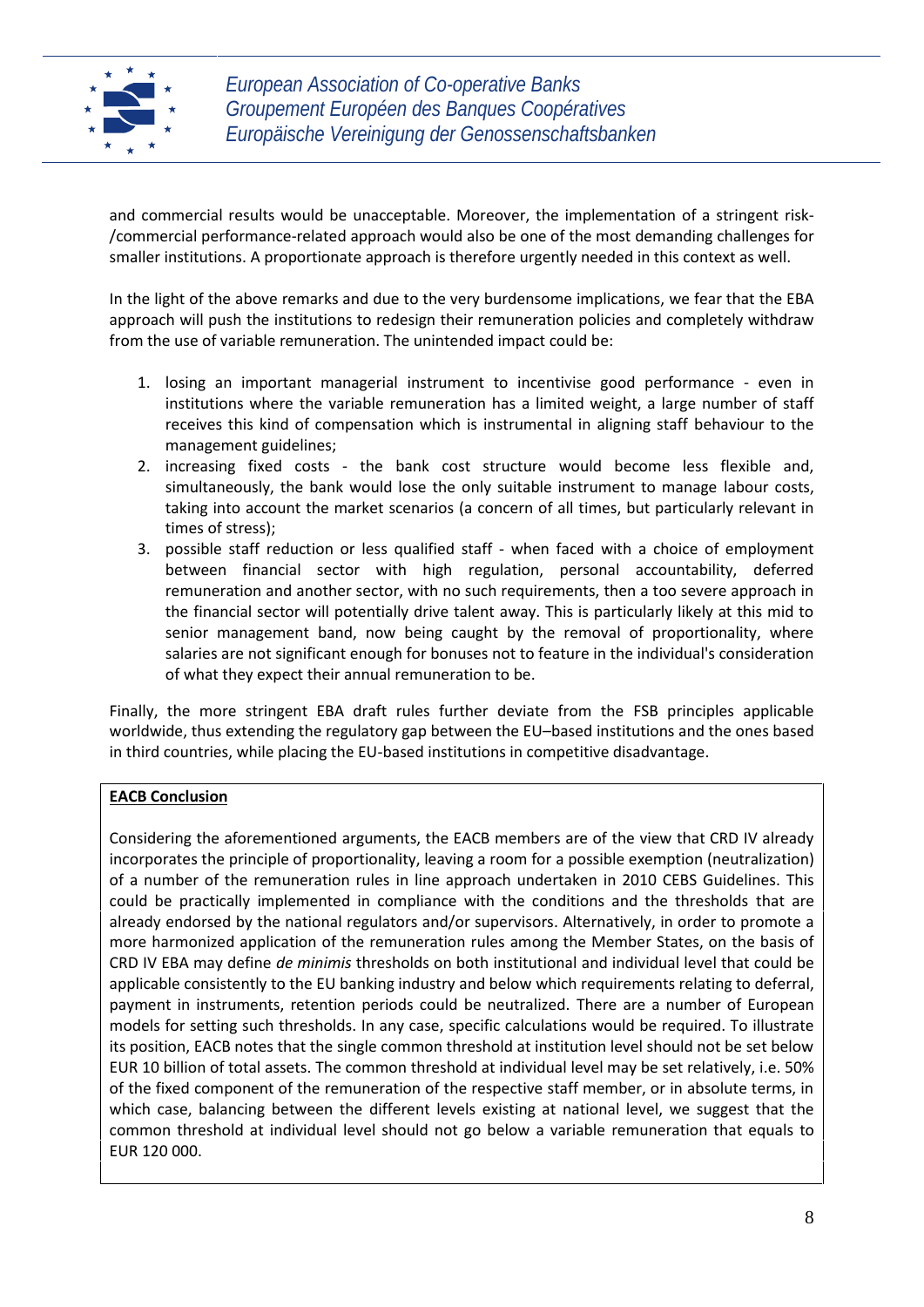and commercial results would be unacceptable. Moreover, the implementation of a stringent risk-/commercial performance-related approach would also be one of the most demanding challenges for smaller institutions. A proportionate approach is therefore urgently needed in this context as well.

In the light of the above remarks and due to the very burdensome implications, we fear that the EBA approach will push the institutions to redesign their remuneration policies and completely withdraw from the use of variable remuneration. The unintended impact could be:

1. losing an important managerial instrument to incentivise good performance - even in institutions where the variable remuneration has a limited weight, a large number of staff receives this kind of compensation which is instrumental in aligning staff behaviour to the management guidelines;
2. increasing fixed costs - the bank cost structure would become less flexible and, simultaneously, the bank would lose the only suitable instrument to manage labour costs, taking into account the market scenarios (a concern of all times, but particularly relevant in times of stress);
3. possible staff reduction or less qualified staff - when faced with a choice of employment between financial sector with high regulation, personal accountability, deferred remuneration and another sector, with no such requirements, then a too severe approach in the financial sector will potentially drive talent away. This is particularly likely at this mid to senior management band, now being caught by the removal of proportionality, where salaries are not significant enough for bonuses not to feature in the individual's consideration of what they expect their annual remuneration to be.

Finally, the more stringent EBA draft rules further deviate from the FSB principles applicable worldwide, thus extending the regulatory gap between the EU–based institutions and the ones based in third countries, while placing the EU-based institutions in competitive disadvantage.

**EACB Conclusion**

Considering the aforementioned arguments, the EACB members are of the view that CRD IV already incorporates the principle of proportionality, leaving a room for a possible exemption (neutralization) of a number of the remuneration rules in line approach undertaken in 2010 CEBS Guidelines. This could be practically implemented in compliance with the conditions and the thresholds that are already endorsed by the national regulators and/or supervisors. Alternatively, in order to promote a more harmonized application of the remuneration rules among the Member States, on the basis of CRD IV EBA may define *de minimis* thresholds on both institutional and individual level that could be applicable consistently to the EU banking industry and below which requirements relating to deferral, payment in instruments, retention periods could be neutralized. There are a number of European models for setting such thresholds. In any case, specific calculations would be required. To illustrate its position, EACB notes that the single common threshold at institution level should not be set below EUR 10 billion of total assets. The common threshold at individual level may be set relatively, i.e. 50% of the fixed component of the remuneration of the respective staff member, or in absolute terms, in which case, balancing between the different levels existing at national level, we suggest that the common threshold at individual level should not go below a variable remuneration that equals to EUR 120 000.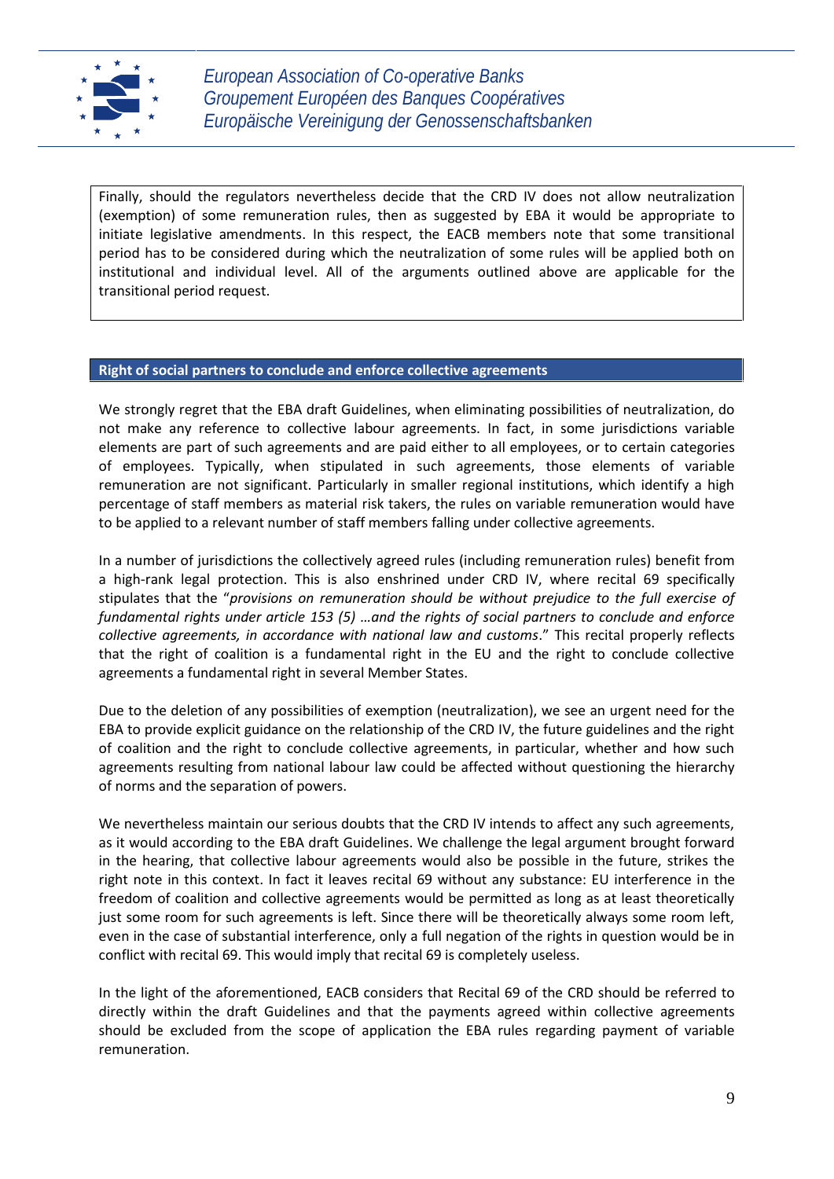Finally, should the regulators nevertheless decide that the CRD IV does not allow neutralization (exemption) of some remuneration rules, then as suggested by EBA it would be appropriate to initiate legislative amendments. In this respect, the EACB members note that some transitional period has to be considered during which the neutralization of some rules will be applied both on institutional and individual level. All of the arguments outlined above are applicable for the transitional period request.

## Right of social partners to conclude and enforce collective agreements

We strongly regret that the EBA draft Guidelines, when eliminating possibilities of neutralization, do not make any reference to collective labour agreements. In fact, in some jurisdictions variable elements are part of such agreements and are paid either to all employees, or to certain categories of employees. Typically, when stipulated in such agreements, those elements of variable remuneration are not significant. Particularly in smaller regional institutions, which identify a high percentage of staff members as material risk takers, the rules on variable remuneration would have to be applied to a relevant number of staff members falling under collective agreements.

In a number of jurisdictions the collectively agreed rules (including remuneration rules) benefit from a high-rank legal protection. This is also enshrined under CRD IV, where recital 69 specifically stipulates that the "*provisions on remuneration should be without prejudice to the full exercise of fundamental rights under article 153 (5) …and the rights of social partners to conclude and enforce collective agreements, in accordance with national law and customs*." This recital properly reflects that the right of coalition is a fundamental right in the EU and the right to conclude collective agreements a fundamental right in several Member States.

Due to the deletion of any possibilities of exemption (neutralization), we see an urgent need for the EBA to provide explicit guidance on the relationship of the CRD IV, the future guidelines and the right of coalition and the right to conclude collective agreements, in particular, whether and how such agreements resulting from national labour law could be affected without questioning the hierarchy of norms and the separation of powers.

We nevertheless maintain our serious doubts that the CRD IV intends to affect any such agreements, as it would according to the EBA draft Guidelines. We challenge the legal argument brought forward in the hearing, that collective labour agreements would also be possible in the future, strikes the right note in this context. In fact it leaves recital 69 without any substance: EU interference in the freedom of coalition and collective agreements would be permitted as long as at least theoretically just some room for such agreements is left. Since there will be theoretically always some room left, even in the case of substantial interference, only a full negation of the rights in question would be in conflict with recital 69. This would imply that recital 69 is completely useless.

In the light of the aforementioned, EACB considers that Recital 69 of the CRD should be referred to directly within the draft Guidelines and that the payments agreed within collective agreements should be excluded from the scope of application the EBA rules regarding payment of variable remuneration.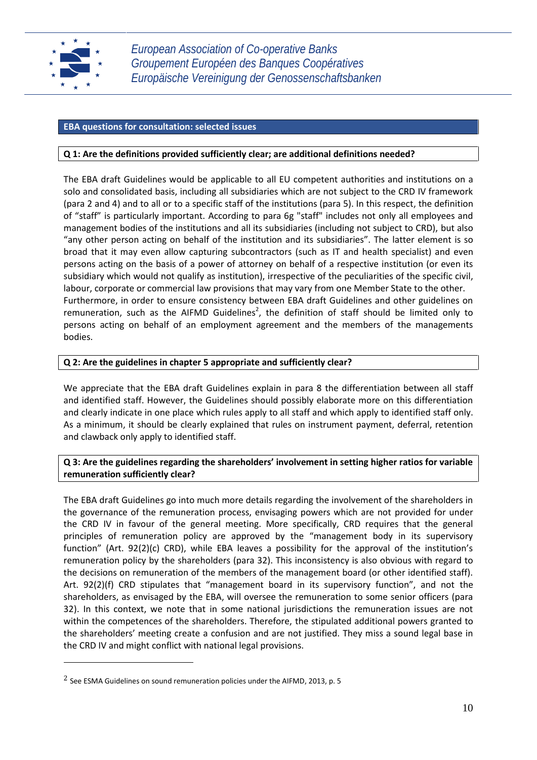## EBA questions for consultation: selected issues

### Q 1: Are the definitions provided sufficiently clear; are additional definitions needed?

The EBA draft Guidelines would be applicable to all EU competent authorities and institutions on a solo and consolidated basis, including all subsidiaries which are not subject to the CRD IV framework (para 2 and 4) and to all or to a specific staff of the institutions (para 5). In this respect, the definition of "staff" is particularly important. According to para 6g "staff" includes not only all employees and management bodies of the institutions and all its subsidiaries (including not subject to CRD), but also "any other person acting on behalf of the institution and its subsidiaries". The latter element is so broad that it may even allow capturing subcontractors (such as IT and health specialist) and even persons acting on the basis of a power of attorney on behalf of a respective institution (or even its subsidiary which would not qualify as institution), irrespective of the peculiarities of the specific civil, labour, corporate or commercial law provisions that may vary from one Member State to the other. Furthermore, in order to ensure consistency between EBA draft Guidelines and other guidelines on remuneration, such as the AIFMD Guidelines[2], the definition of staff should be limited only to persons acting on behalf of an employment agreement and the members of the managements bodies.

### Q 2: Are the guidelines in chapter 5 appropriate and sufficiently clear?

We appreciate that the EBA draft Guidelines explain in para 8 the differentiation between all staff and identified staff. However, the Guidelines should possibly elaborate more on this differentiation and clearly indicate in one place which rules apply to all staff and which apply to identified staff only. As a minimum, it should be clearly explained that rules on instrument payment, deferral, retention and clawback only apply to identified staff.

### Q 3: Are the guidelines regarding the shareholders' involvement in setting higher ratios for variable remuneration sufficiently clear?

The EBA draft Guidelines go into much more details regarding the involvement of the shareholders in the governance of the remuneration process, envisaging powers which are not provided for under the CRD IV in favour of the general meeting. More specifically, CRD requires that the general principles of remuneration policy are approved by the "management body in its supervisory function" (Art. 92(2)(c) CRD), while EBA leaves a possibility for the approval of the institution's remuneration policy by the shareholders (para 32). This inconsistency is also obvious with regard to the decisions on remuneration of the members of the management board (or other identified staff). Art. 92(2)(f) CRD stipulates that "management board in its supervisory function", and not the shareholders, as envisaged by the EBA, will oversee the remuneration to some senior officers (para 32). In this context, we note that in some national jurisdictions the remuneration issues are not within the competences of the shareholders. Therefore, the stipulated additional powers granted to the shareholders' meeting create a confusion and are not justified. They miss a sound legal base in the CRD IV and might conflict with national legal provisions.

---

[2] See ESMA Guidelines on sound remuneration policies under the AIFMD, 2013, p. 5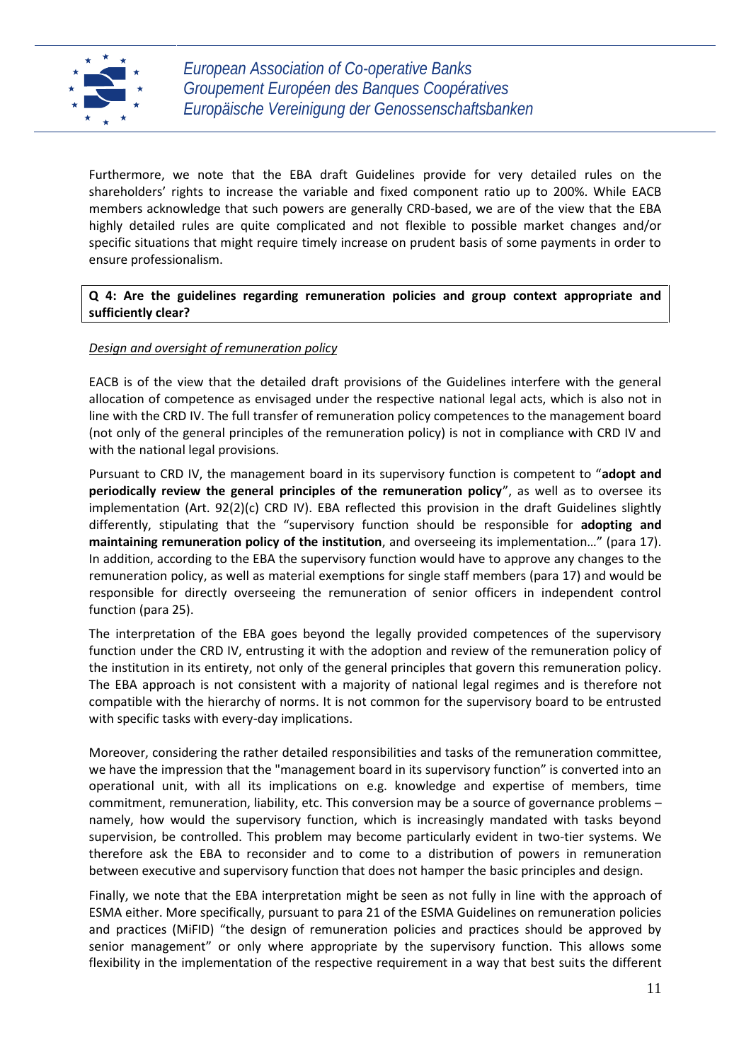Furthermore, we note that the EBA draft Guidelines provide for very detailed rules on the shareholders' rights to increase the variable and fixed component ratio up to 200%. While EACB members acknowledge that such powers are generally CRD-based, we are of the view that the EBA highly detailed rules are quite complicated and not flexible to possible market changes and/or specific situations that might require timely increase on prudent basis of some payments in order to ensure professionalism.

**Q 4: Are the guidelines regarding remuneration policies and group context appropriate and sufficiently clear?**

*Design and oversight of remuneration policy*

EACB is of the view that the detailed draft provisions of the Guidelines interfere with the general allocation of competence as envisaged under the respective national legal acts, which is also not in line with the CRD IV. The full transfer of remuneration policy competences to the management board (not only of the general principles of the remuneration policy) is not in compliance with CRD IV and with the national legal provisions.

Pursuant to CRD IV, the management board in its supervisory function is competent to "**adopt and periodically review the general principles of the remuneration policy**", as well as to oversee its implementation (Art. 92(2)(c) CRD IV). EBA reflected this provision in the draft Guidelines slightly differently, stipulating that the "supervisory function should be responsible for **adopting and maintaining remuneration policy of the institution**, and overseeing its implementation…" (para 17). In addition, according to the EBA the supervisory function would have to approve any changes to the remuneration policy, as well as material exemptions for single staff members (para 17) and would be responsible for directly overseeing the remuneration of senior officers in independent control function (para 25).

The interpretation of the EBA goes beyond the legally provided competences of the supervisory function under the CRD IV, entrusting it with the adoption and review of the remuneration policy of the institution in its entirety, not only of the general principles that govern this remuneration policy. The EBA approach is not consistent with a majority of national legal regimes and is therefore not compatible with the hierarchy of norms. It is not common for the supervisory board to be entrusted with specific tasks with every-day implications.

Moreover, considering the rather detailed responsibilities and tasks of the remuneration committee, we have the impression that the "management board in its supervisory function" is converted into an operational unit, with all its implications on e.g. knowledge and expertise of members, time commitment, remuneration, liability, etc. This conversion may be a source of governance problems – namely, how would the supervisory function, which is increasingly mandated with tasks beyond supervision, be controlled. This problem may become particularly evident in two-tier systems. We therefore ask the EBA to reconsider and to come to a distribution of powers in remuneration between executive and supervisory function that does not hamper the basic principles and design.

Finally, we note that the EBA interpretation might be seen as not fully in line with the approach of ESMA either. More specifically, pursuant to para 21 of the ESMA Guidelines on remuneration policies and practices (MiFID) "the design of remuneration policies and practices should be approved by senior management" or only where appropriate by the supervisory function. This allows some flexibility in the implementation of the respective requirement in a way that best suits the different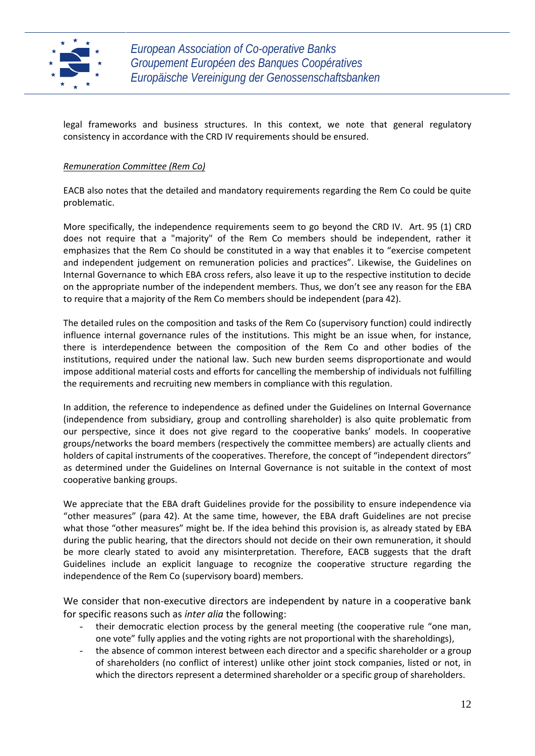legal frameworks and business structures. In this context, we note that general regulatory consistency in accordance with the CRD IV requirements should be ensured.

*Remuneration Committee (Rem Co)*

EACB also notes that the detailed and mandatory requirements regarding the Rem Co could be quite problematic.

More specifically, the independence requirements seem to go beyond the CRD IV. Art. 95 (1) CRD does not require that a "majority" of the Rem Co members should be independent, rather it emphasizes that the Rem Co should be constituted in a way that enables it to "exercise competent and independent judgement on remuneration policies and practices". Likewise, the Guidelines on Internal Governance to which EBA cross refers, also leave it up to the respective institution to decide on the appropriate number of the independent members. Thus, we don't see any reason for the EBA to require that a majority of the Rem Co members should be independent (para 42).

The detailed rules on the composition and tasks of the Rem Co (supervisory function) could indirectly influence internal governance rules of the institutions. This might be an issue when, for instance, there is interdependence between the composition of the Rem Co and other bodies of the institutions, required under the national law. Such new burden seems disproportionate and would impose additional material costs and efforts for cancelling the membership of individuals not fulfilling the requirements and recruiting new members in compliance with this regulation.

In addition, the reference to independence as defined under the Guidelines on Internal Governance (independence from subsidiary, group and controlling shareholder) is also quite problematic from our perspective, since it does not give regard to the cooperative banks' models. In cooperative groups/networks the board members (respectively the committee members) are actually clients and holders of capital instruments of the cooperatives. Therefore, the concept of "independent directors" as determined under the Guidelines on Internal Governance is not suitable in the context of most cooperative banking groups.

We appreciate that the EBA draft Guidelines provide for the possibility to ensure independence via "other measures" (para 42). At the same time, however, the EBA draft Guidelines are not precise what those "other measures" might be. If the idea behind this provision is, as already stated by EBA during the public hearing, that the directors should not decide on their own remuneration, it should be more clearly stated to avoid any misinterpretation. Therefore, EACB suggests that the draft Guidelines include an explicit language to recognize the cooperative structure regarding the independence of the Rem Co (supervisory board) members.

We consider that non-executive directors are independent by nature in a cooperative bank for specific reasons such as *inter alia* the following:

- their democratic election process by the general meeting (the cooperative rule "one man, one vote" fully applies and the voting rights are not proportional with the shareholdings),
- the absence of common interest between each director and a specific shareholder or a group of shareholders (no conflict of interest) unlike other joint stock companies, listed or not, in which the directors represent a determined shareholder or a specific group of shareholders.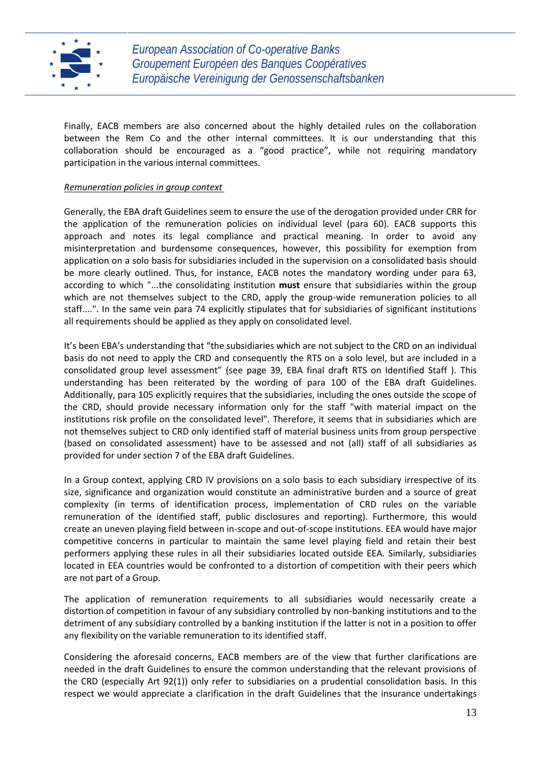Finally, EACB members are also concerned about the highly detailed rules on the collaboration between the Rem Co and the other internal committees. It is our understanding that this collaboration should be encouraged as a "good practice", while not requiring mandatory participation in the various internal committees.

*Remuneration policies in group context*

Generally, the EBA draft Guidelines seem to ensure the use of the derogation provided under CRR for the application of the remuneration policies on individual level (para 60). EACB supports this approach and notes its legal compliance and practical meaning. In order to avoid any misinterpretation and burdensome consequences, however, this possibility for exemption from application on a solo basis for subsidiaries included in the supervision on a consolidated basis should be more clearly outlined. Thus, for instance, EACB notes the mandatory wording under para 63, according to which "...the consolidating institution **must** ensure that subsidiaries within the group which are not themselves subject to the CRD, apply the group-wide remuneration policies to all staff....". In the same vein para 74 explicitly stipulates that for subsidiaries of significant institutions all requirements should be applied as they apply on consolidated level.

It's been EBA's understanding that "the subsidiaries which are not subject to the CRD on an individual basis do not need to apply the CRD and consequently the RTS on a solo level, but are included in a consolidated group level assessment" (see page 39, EBA final draft RTS on Identified Staff ). This understanding has been reiterated by the wording of para 100 of the EBA draft Guidelines. Additionally, para 105 explicitly requires that the subsidiaries, including the ones outside the scope of the CRD, should provide necessary information only for the staff "with material impact on the institutions risk profile on the consolidated level". Therefore, it seems that in subsidiaries which are not themselves subject to CRD only identified staff of material business units from group perspective (based on consolidated assessment) have to be assessed and not (all) staff of all subsidiaries as provided for under section 7 of the EBA draft Guidelines.

In a Group context, applying CRD IV provisions on a solo basis to each subsidiary irrespective of its size, significance and organization would constitute an administrative burden and a source of great complexity (in terms of identification process, implementation of CRD rules on the variable remuneration of the identified staff, public disclosures and reporting). Furthermore, this would create an uneven playing field between in-scope and out-of-scope institutions. EEA would have major competitive concerns in particular to maintain the same level playing field and retain their best performers applying these rules in all their subsidiaries located outside EEA. Similarly, subsidiaries located in EEA countries would be confronted to a distortion of competition with their peers which are not part of a Group.

The application of remuneration requirements to all subsidiaries would necessarily create a distortion of competition in favour of any subsidiary controlled by non-banking institutions and to the detriment of any subsidiary controlled by a banking institution if the latter is not in a position to offer any flexibility on the variable remuneration to its identified staff.

Considering the aforesaid concerns, EACB members are of the view that further clarifications are needed in the draft Guidelines to ensure the common understanding that the relevant provisions of the CRD (especially Art 92(1)) only refer to subsidiaries on a prudential consolidation basis. In this respect we would appreciate a clarification in the draft Guidelines that the insurance undertakings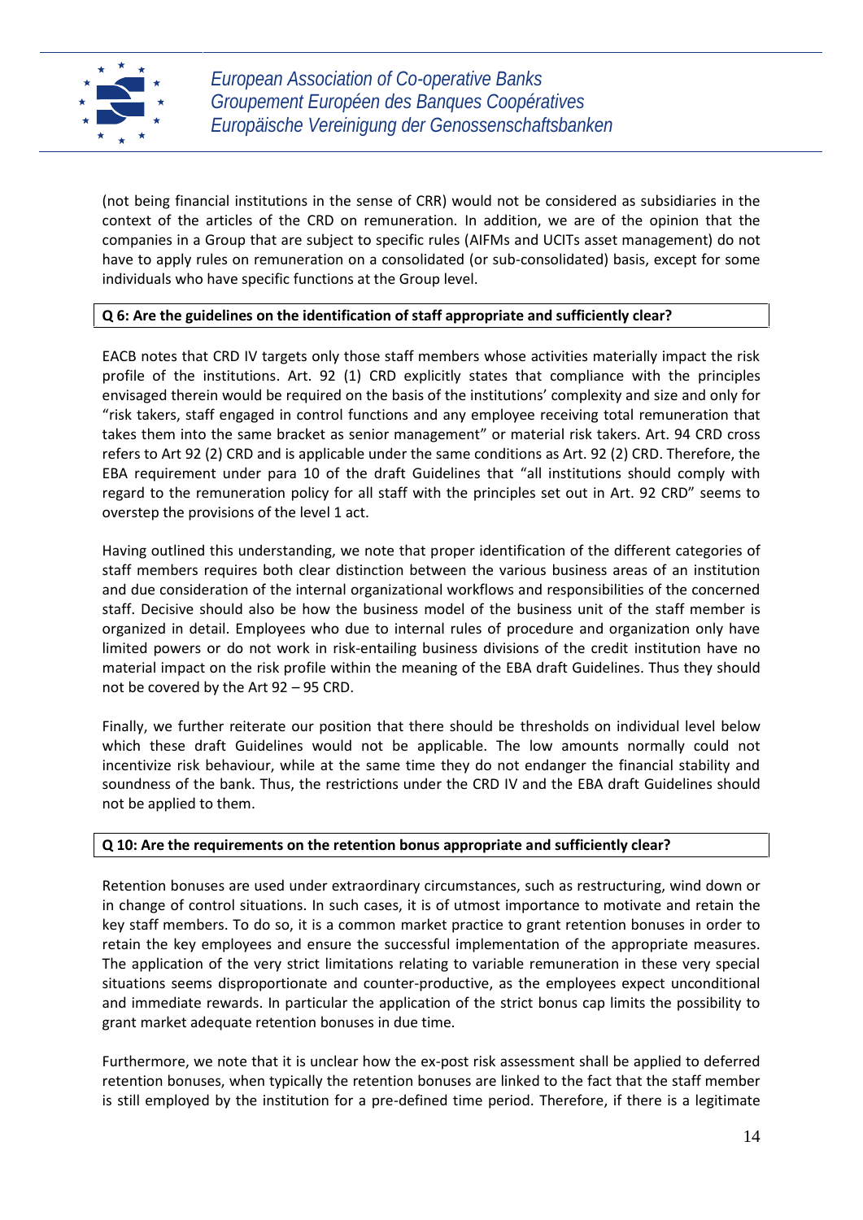(not being financial institutions in the sense of CRR) would not be considered as subsidiaries in the context of the articles of the CRD on remuneration. In addition, we are of the opinion that the companies in a Group that are subject to specific rules (AIFMs and UCITs asset management) do not have to apply rules on remuneration on a consolidated (or sub-consolidated) basis, except for some individuals who have specific functions at the Group level.

**Q 6: Are the guidelines on the identification of staff appropriate and sufficiently clear?**

EACB notes that CRD IV targets only those staff members whose activities materially impact the risk profile of the institutions. Art. 92 (1) CRD explicitly states that compliance with the principles envisaged therein would be required on the basis of the institutions' complexity and size and only for "risk takers, staff engaged in control functions and any employee receiving total remuneration that takes them into the same bracket as senior management" or material risk takers. Art. 94 CRD cross refers to Art 92 (2) CRD and is applicable under the same conditions as Art. 92 (2) CRD. Therefore, the EBA requirement under para 10 of the draft Guidelines that "all institutions should comply with regard to the remuneration policy for all staff with the principles set out in Art. 92 CRD" seems to overstep the provisions of the level 1 act.

Having outlined this understanding, we note that proper identification of the different categories of staff members requires both clear distinction between the various business areas of an institution and due consideration of the internal organizational workflows and responsibilities of the concerned staff. Decisive should also be how the business model of the business unit of the staff member is organized in detail. Employees who due to internal rules of procedure and organization only have limited powers or do not work in risk-entailing business divisions of the credit institution have no material impact on the risk profile within the meaning of the EBA draft Guidelines. Thus they should not be covered by the Art 92 – 95 CRD.

Finally, we further reiterate our position that there should be thresholds on individual level below which these draft Guidelines would not be applicable. The low amounts normally could not incentivize risk behaviour, while at the same time they do not endanger the financial stability and soundness of the bank. Thus, the restrictions under the CRD IV and the EBA draft Guidelines should not be applied to them.

**Q 10: Are the requirements on the retention bonus appropriate and sufficiently clear?**

Retention bonuses are used under extraordinary circumstances, such as restructuring, wind down or in change of control situations. In such cases, it is of utmost importance to motivate and retain the key staff members. To do so, it is a common market practice to grant retention bonuses in order to retain the key employees and ensure the successful implementation of the appropriate measures. The application of the very strict limitations relating to variable remuneration in these very special situations seems disproportionate and counter-productive, as the employees expect unconditional and immediate rewards. In particular the application of the strict bonus cap limits the possibility to grant market adequate retention bonuses in due time.

Furthermore, we note that it is unclear how the ex-post risk assessment shall be applied to deferred retention bonuses, when typically the retention bonuses are linked to the fact that the staff member is still employed by the institution for a pre-defined time period. Therefore, if there is a legitimate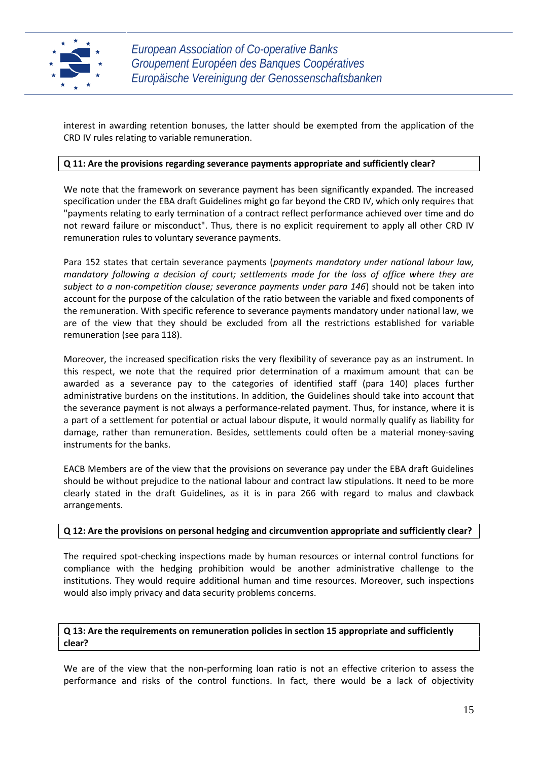interest in awarding retention bonuses, the latter should be exempted from the application of the CRD IV rules relating to variable remuneration.

**Q 11: Are the provisions regarding severance payments appropriate and sufficiently clear?**

We note that the framework on severance payment has been significantly expanded. The increased specification under the EBA draft Guidelines might go far beyond the CRD IV, which only requires that "payments relating to early termination of a contract reflect performance achieved over time and do not reward failure or misconduct". Thus, there is no explicit requirement to apply all other CRD IV remuneration rules to voluntary severance payments.

Para 152 states that certain severance payments (*payments mandatory under national labour law, mandatory following a decision of court; settlements made for the loss of office where they are subject to a non-competition clause; severance payments under para 146*) should not be taken into account for the purpose of the calculation of the ratio between the variable and fixed components of the remuneration. With specific reference to severance payments mandatory under national law, we are of the view that they should be excluded from all the restrictions established for variable remuneration (see para 118).

Moreover, the increased specification risks the very flexibility of severance pay as an instrument. In this respect, we note that the required prior determination of a maximum amount that can be awarded as a severance pay to the categories of identified staff (para 140) places further administrative burdens on the institutions. In addition, the Guidelines should take into account that the severance payment is not always a performance-related payment. Thus, for instance, where it is a part of a settlement for potential or actual labour dispute, it would normally qualify as liability for damage, rather than remuneration. Besides, settlements could often be a material money-saving instruments for the banks.

EACB Members are of the view that the provisions on severance pay under the EBA draft Guidelines should be without prejudice to the national labour and contract law stipulations. It need to be more clearly stated in the draft Guidelines, as it is in para 266 with regard to malus and clawback arrangements.

**Q 12: Are the provisions on personal hedging and circumvention appropriate and sufficiently clear?**

The required spot-checking inspections made by human resources or internal control functions for compliance with the hedging prohibition would be another administrative challenge to the institutions. They would require additional human and time resources. Moreover, such inspections would also imply privacy and data security problems concerns.

**Q 13: Are the requirements on remuneration policies in section 15 appropriate and sufficiently clear?**

We are of the view that the non-performing loan ratio is not an effective criterion to assess the performance and risks of the control functions. In fact, there would be a lack of objectivity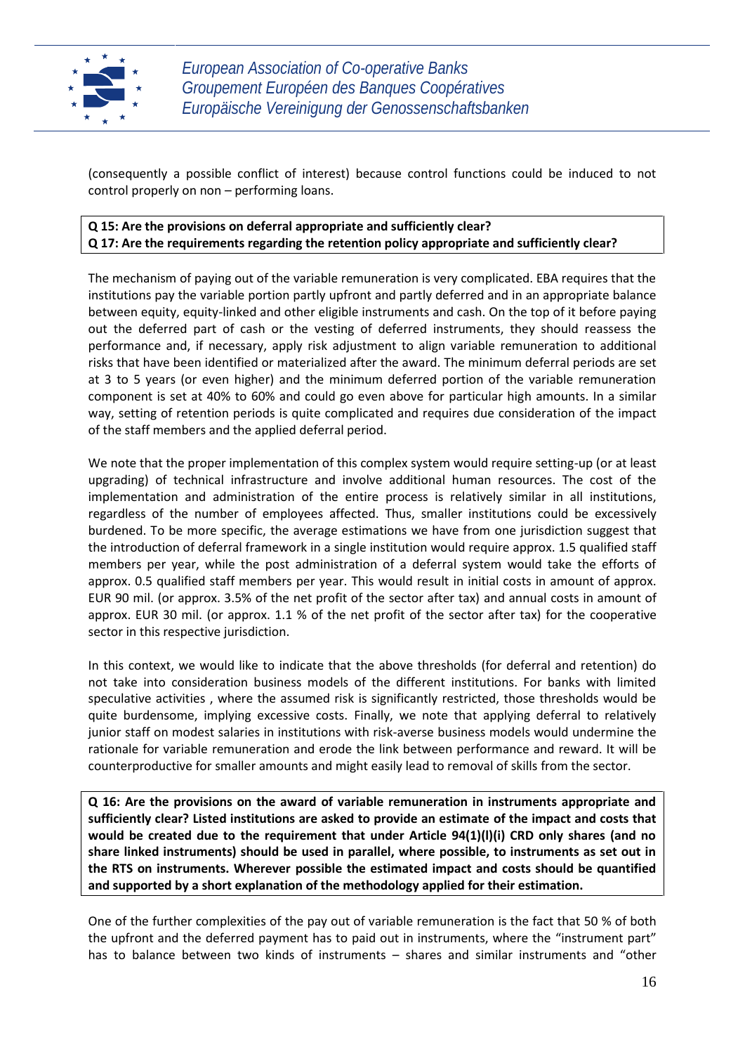(consequently a possible conflict of interest) because control functions could be induced to not control properly on non – performing loans.

**Q 15: Are the provisions on deferral appropriate and sufficiently clear?**
**Q 17: Are the requirements regarding the retention policy appropriate and sufficiently clear?**

The mechanism of paying out of the variable remuneration is very complicated. EBA requires that the institutions pay the variable portion partly upfront and partly deferred and in an appropriate balance between equity, equity-linked and other eligible instruments and cash. On the top of it before paying out the deferred part of cash or the vesting of deferred instruments, they should reassess the performance and, if necessary, apply risk adjustment to align variable remuneration to additional risks that have been identified or materialized after the award. The minimum deferral periods are set at 3 to 5 years (or even higher) and the minimum deferred portion of the variable remuneration component is set at 40% to 60% and could go even above for particular high amounts. In a similar way, setting of retention periods is quite complicated and requires due consideration of the impact of the staff members and the applied deferral period.

We note that the proper implementation of this complex system would require setting-up (or at least upgrading) of technical infrastructure and involve additional human resources. The cost of the implementation and administration of the entire process is relatively similar in all institutions, regardless of the number of employees affected. Thus, smaller institutions could be excessively burdened. To be more specific, the average estimations we have from one jurisdiction suggest that the introduction of deferral framework in a single institution would require approx. 1.5 qualified staff members per year, while the post administration of a deferral system would take the efforts of approx. 0.5 qualified staff members per year. This would result in initial costs in amount of approx. EUR 90 mil. (or approx. 3.5% of the net profit of the sector after tax) and annual costs in amount of approx. EUR 30 mil. (or approx. 1.1 % of the net profit of the sector after tax) for the cooperative sector in this respective jurisdiction.

In this context, we would like to indicate that the above thresholds (for deferral and retention) do not take into consideration business models of the different institutions. For banks with limited speculative activities , where the assumed risk is significantly restricted, those thresholds would be quite burdensome, implying excessive costs. Finally, we note that applying deferral to relatively junior staff on modest salaries in institutions with risk-averse business models would undermine the rationale for variable remuneration and erode the link between performance and reward. It will be counterproductive for smaller amounts and might easily lead to removal of skills from the sector.

**Q 16: Are the provisions on the award of variable remuneration in instruments appropriate and sufficiently clear? Listed institutions are asked to provide an estimate of the impact and costs that would be created due to the requirement that under Article 94(1)(l)(i) CRD only shares (and no share linked instruments) should be used in parallel, where possible, to instruments as set out in the RTS on instruments. Wherever possible the estimated impact and costs should be quantified and supported by a short explanation of the methodology applied for their estimation.**

One of the further complexities of the pay out of variable remuneration is the fact that 50 % of both the upfront and the deferred payment has to paid out in instruments, where the "instrument part" has to balance between two kinds of instruments – shares and similar instruments and "other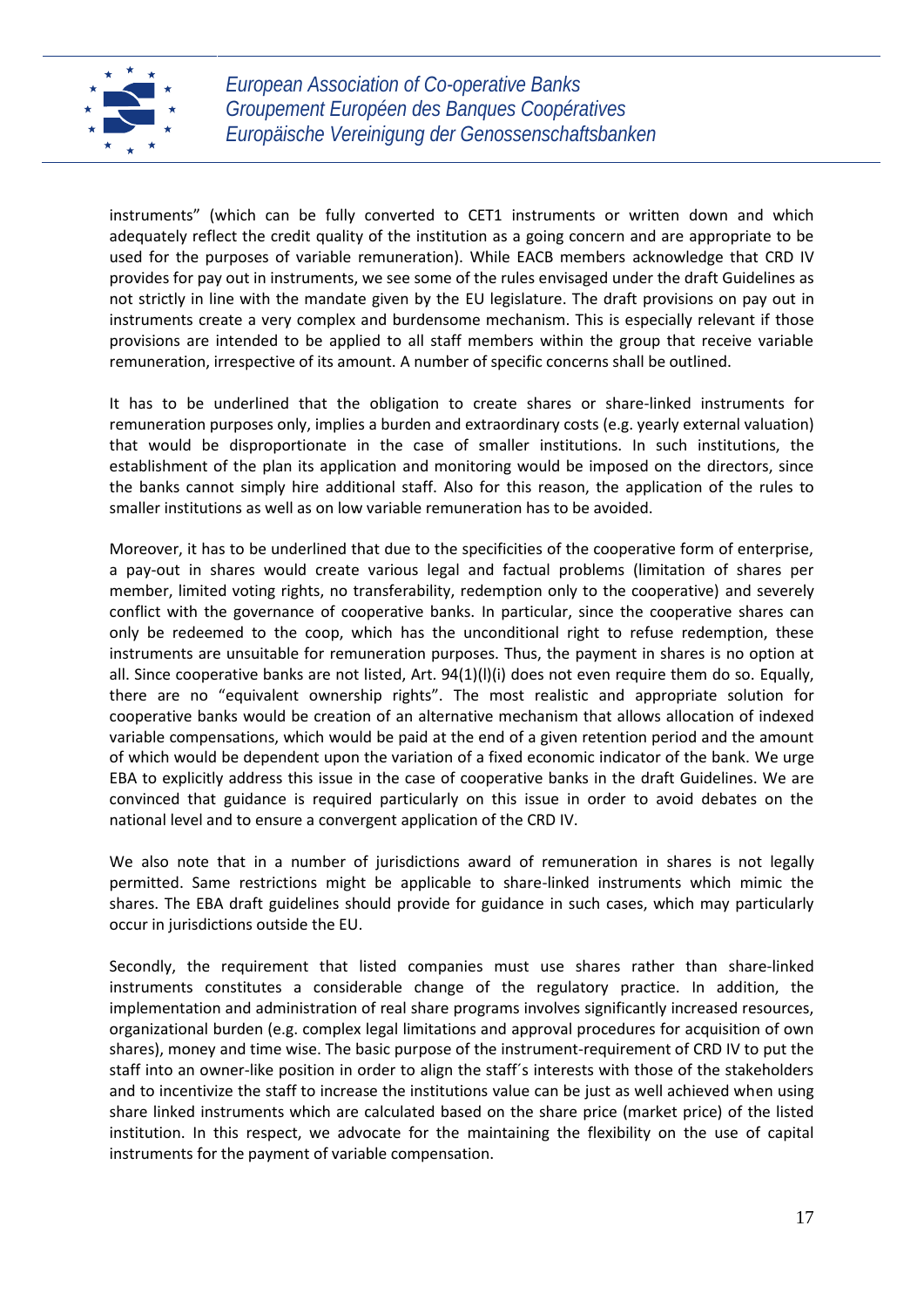instruments" (which can be fully converted to CET1 instruments or written down and which adequately reflect the credit quality of the institution as a going concern and are appropriate to be used for the purposes of variable remuneration). While EACB members acknowledge that CRD IV provides for pay out in instruments, we see some of the rules envisaged under the draft Guidelines as not strictly in line with the mandate given by the EU legislature. The draft provisions on pay out in instruments create a very complex and burdensome mechanism. This is especially relevant if those provisions are intended to be applied to all staff members within the group that receive variable remuneration, irrespective of its amount. A number of specific concerns shall be outlined.

It has to be underlined that the obligation to create shares or share-linked instruments for remuneration purposes only, implies a burden and extraordinary costs (e.g. yearly external valuation) that would be disproportionate in the case of smaller institutions. In such institutions, the establishment of the plan its application and monitoring would be imposed on the directors, since the banks cannot simply hire additional staff. Also for this reason, the application of the rules to smaller institutions as well as on low variable remuneration has to be avoided.

Moreover, it has to be underlined that due to the specificities of the cooperative form of enterprise, a pay-out in shares would create various legal and factual problems (limitation of shares per member, limited voting rights, no transferability, redemption only to the cooperative) and severely conflict with the governance of cooperative banks. In particular, since the cooperative shares can only be redeemed to the coop, which has the unconditional right to refuse redemption, these instruments are unsuitable for remuneration purposes. Thus, the payment in shares is no option at all. Since cooperative banks are not listed, Art. 94(1)(l)(i) does not even require them do so. Equally, there are no "equivalent ownership rights". The most realistic and appropriate solution for cooperative banks would be creation of an alternative mechanism that allows allocation of indexed variable compensations, which would be paid at the end of a given retention period and the amount of which would be dependent upon the variation of a fixed economic indicator of the bank. We urge EBA to explicitly address this issue in the case of cooperative banks in the draft Guidelines. We are convinced that guidance is required particularly on this issue in order to avoid debates on the national level and to ensure a convergent application of the CRD IV.

We also note that in a number of jurisdictions award of remuneration in shares is not legally permitted. Same restrictions might be applicable to share-linked instruments which mimic the shares. The EBA draft guidelines should provide for guidance in such cases, which may particularly occur in jurisdictions outside the EU.

Secondly, the requirement that listed companies must use shares rather than share-linked instruments constitutes a considerable change of the regulatory practice. In addition, the implementation and administration of real share programs involves significantly increased resources, organizational burden (e.g. complex legal limitations and approval procedures for acquisition of own shares), money and time wise. The basic purpose of the instrument-requirement of CRD IV to put the staff into an owner-like position in order to align the staff´s interests with those of the stakeholders and to incentivize the staff to increase the institutions value can be just as well achieved when using share linked instruments which are calculated based on the share price (market price) of the listed institution. In this respect, we advocate for the maintaining the flexibility on the use of capital instruments for the payment of variable compensation.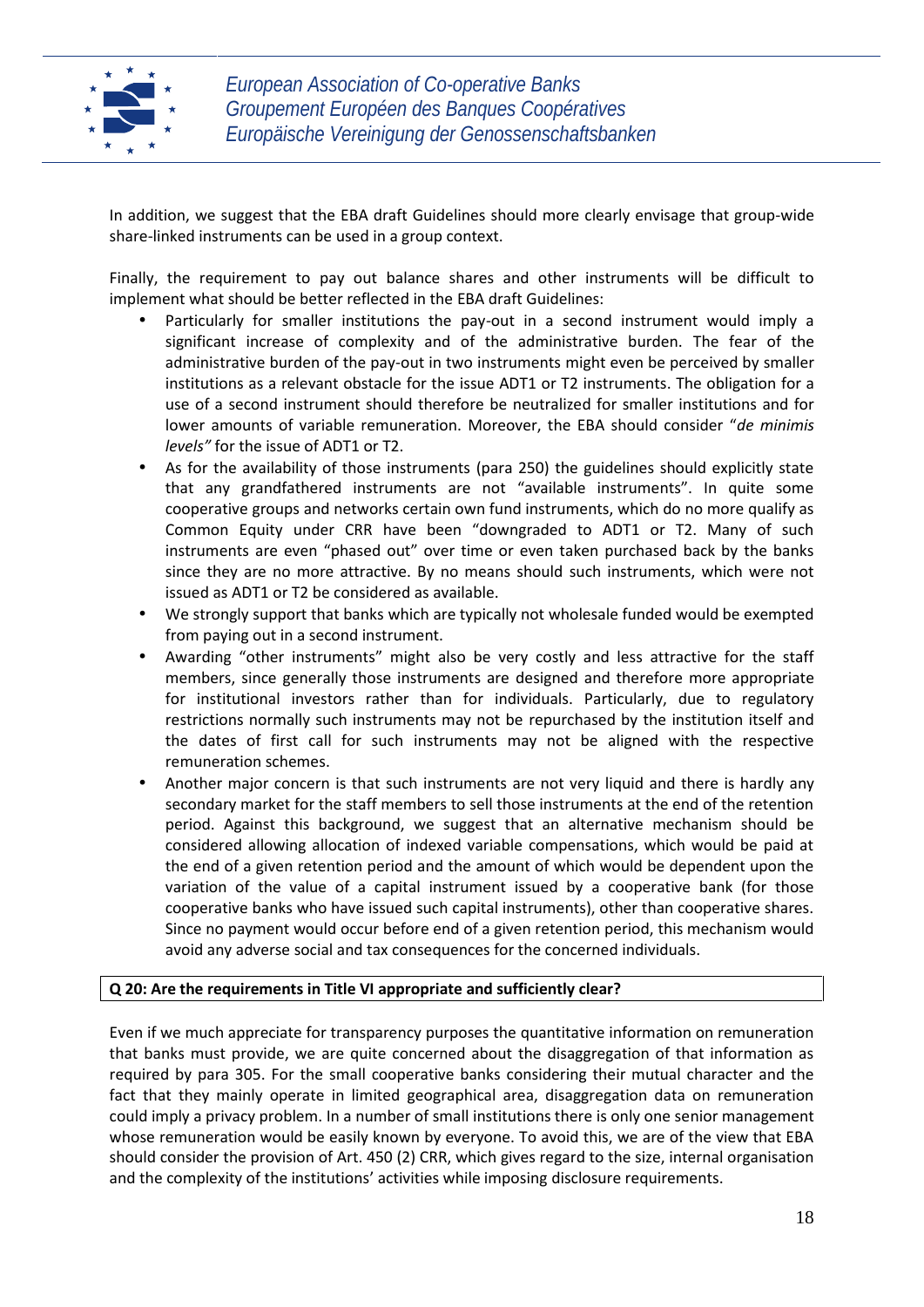In addition, we suggest that the EBA draft Guidelines should more clearly envisage that group-wide share-linked instruments can be used in a group context.

Finally, the requirement to pay out balance shares and other instruments will be difficult to implement what should be better reflected in the EBA draft Guidelines:

- Particularly for smaller institutions the pay-out in a second instrument would imply a significant increase of complexity and of the administrative burden. The fear of the administrative burden of the pay-out in two instruments might even be perceived by smaller institutions as a relevant obstacle for the issue ADT1 or T2 instruments. The obligation for a use of a second instrument should therefore be neutralized for smaller institutions and for lower amounts of variable remuneration. Moreover, the EBA should consider "*de minimis levels"* for the issue of ADT1 or T2.
- As for the availability of those instruments (para 250) the guidelines should explicitly state that any grandfathered instruments are not "available instruments". In quite some cooperative groups and networks certain own fund instruments, which do no more qualify as Common Equity under CRR have been "downgraded to ADT1 or T2. Many of such instruments are even "phased out" over time or even taken purchased back by the banks since they are no more attractive. By no means should such instruments, which were not issued as ADT1 or T2 be considered as available.
- We strongly support that banks which are typically not wholesale funded would be exempted from paying out in a second instrument.
- Awarding "other instruments" might also be very costly and less attractive for the staff members, since generally those instruments are designed and therefore more appropriate for institutional investors rather than for individuals. Particularly, due to regulatory restrictions normally such instruments may not be repurchased by the institution itself and the dates of first call for such instruments may not be aligned with the respective remuneration schemes.
- Another major concern is that such instruments are not very liquid and there is hardly any secondary market for the staff members to sell those instruments at the end of the retention period. Against this background, we suggest that an alternative mechanism should be considered allowing allocation of indexed variable compensations, which would be paid at the end of a given retention period and the amount of which would be dependent upon the variation of the value of a capital instrument issued by a cooperative bank (for those cooperative banks who have issued such capital instruments), other than cooperative shares. Since no payment would occur before end of a given retention period, this mechanism would avoid any adverse social and tax consequences for the concerned individuals.

**Q 20: Are the requirements in Title VI appropriate and sufficiently clear?**

Even if we much appreciate for transparency purposes the quantitative information on remuneration that banks must provide, we are quite concerned about the disaggregation of that information as required by para 305. For the small cooperative banks considering their mutual character and the fact that they mainly operate in limited geographical area, disaggregation data on remuneration could imply a privacy problem. In a number of small institutions there is only one senior management whose remuneration would be easily known by everyone. To avoid this, we are of the view that EBA should consider the provision of Art. 450 (2) CRR, which gives regard to the size, internal organisation and the complexity of the institutions' activities while imposing disclosure requirements.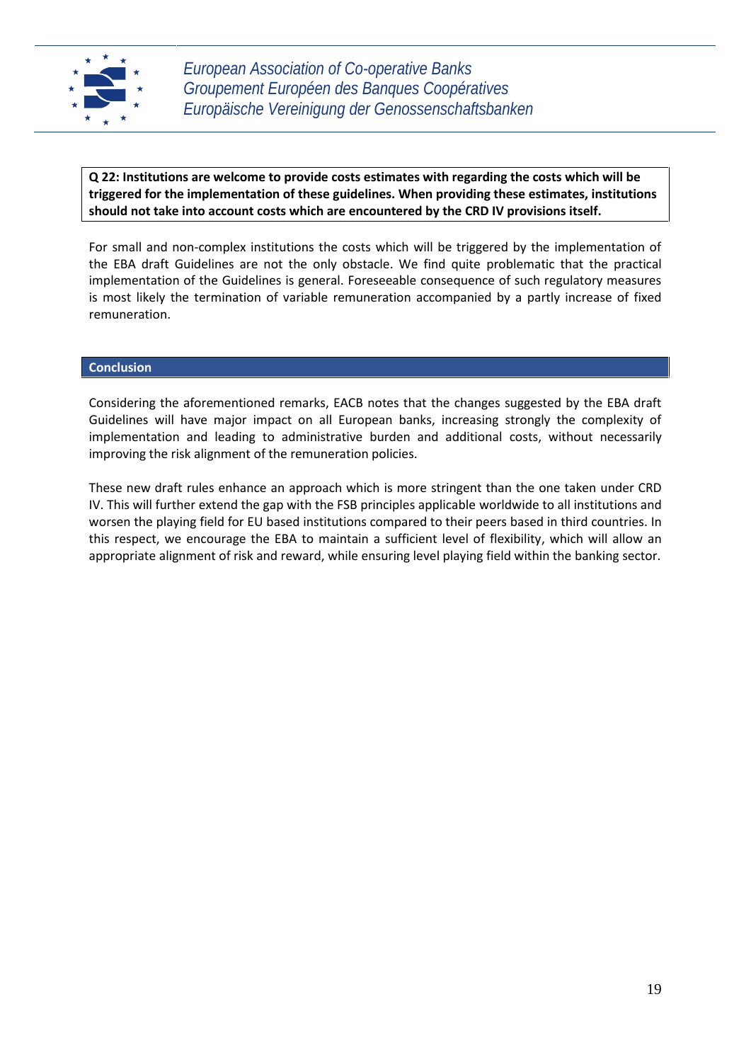**Q 22: Institutions are welcome to provide costs estimates with regarding the costs which will be triggered for the implementation of these guidelines. When providing these estimates, institutions should not take into account costs which are encountered by the CRD IV provisions itself.**

For small and non-complex institutions the costs which will be triggered by the implementation of the EBA draft Guidelines are not the only obstacle. We find quite problematic that the practical implementation of the Guidelines is general. Foreseeable consequence of such regulatory measures is most likely the termination of variable remuneration accompanied by a partly increase of fixed remuneration.

## Conclusion

Considering the aforementioned remarks, EACB notes that the changes suggested by the EBA draft Guidelines will have major impact on all European banks, increasing strongly the complexity of implementation and leading to administrative burden and additional costs, without necessarily improving the risk alignment of the remuneration policies.

These new draft rules enhance an approach which is more stringent than the one taken under CRD IV. This will further extend the gap with the FSB principles applicable worldwide to all institutions and worsen the playing field for EU based institutions compared to their peers based in third countries. In this respect, we encourage the EBA to maintain a sufficient level of flexibility, which will allow an appropriate alignment of risk and reward, while ensuring level playing field within the banking sector.